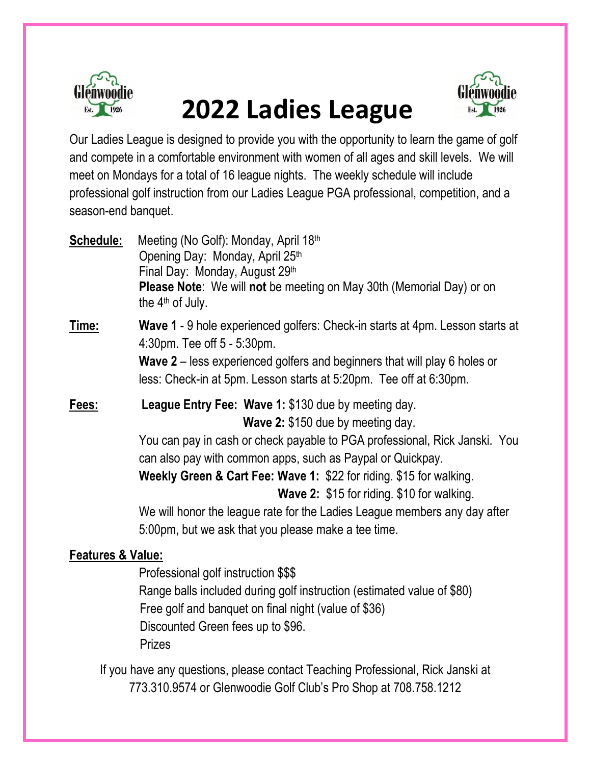# 2022 Ladies League

Our Ladies League is designed to provide you with the opportunity to learn the game of golf and compete in a comfortable environment with women of all ages and skill levels. We will meet on Mondays for a total of 16 league nights. The weekly schedule will include professional golf instruction from our Ladies League PGA professional, competition, and a season-end banquet.

**Schedule:** Meeting (No Golf): Monday, April 18th
Opening Day: Monday, April 25th
Final Day: Monday, August 29th
**Please Note**: We will **not** be meeting on May 30th (Memorial Day) or on the 4th of July.

**Time:** **Wave 1** - 9 hole experienced golfers: Check-in starts at 4pm. Lesson starts at 4:30pm. Tee off 5 - 5:30pm.
**Wave 2** – less experienced golfers and beginners that will play 6 holes or less: Check-in at 5pm. Lesson starts at 5:20pm. Tee off at 6:30pm.

**Fees:** **League Entry Fee: Wave 1:** $130 due by meeting day.
**Wave 2:** $150 due by meeting day.
You can pay in cash or check payable to PGA professional, Rick Janski. You can also pay with common apps, such as Paypal or Quickpay.
**Weekly Green & Cart Fee: Wave 1:** $22 for riding. $15 for walking.
**Wave 2:** $15 for riding. $10 for walking.
We will honor the league rate for the Ladies League members any day after 5:00pm, but we ask that you please make a tee time.

**Features & Value:**

Professional golf instruction $$$
Range balls included during golf instruction (estimated value of $80)
Free golf and banquet on final night (value of $36)
Discounted Green fees up to $96.
Prizes

If you have any questions, please contact Teaching Professional, Rick Janski at 773.310.9574 or Glenwoodie Golf Club's Pro Shop at 708.758.1212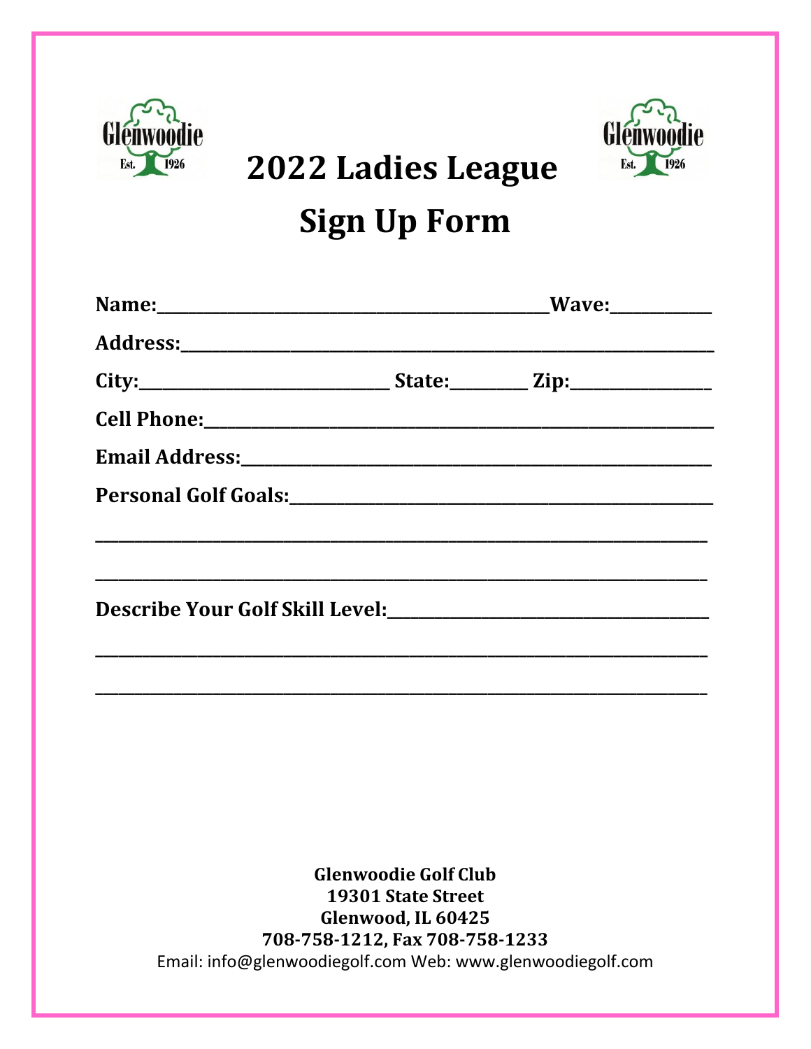# 2022 Ladies League Sign Up Form

**Name:**\_\_\_\_\_\_\_\_\_\_\_\_\_\_\_\_\_\_\_\_\_\_\_\_\_\_\_\_\_\_\_\_\_\_\_\_\_\_\_\_\_\_\_\_\_\_**Wave:**\_\_\_\_\_\_\_\_\_\_\_

**Address:**\_\_\_\_\_\_\_\_\_\_\_\_\_\_\_\_\_\_\_\_\_\_\_\_\_\_\_\_\_\_\_\_\_\_\_\_\_\_\_\_\_\_\_\_\_\_\_\_\_\_\_\_\_\_\_\_\_\_\_\_\_\_\_\_\_\_

**City:**\_\_\_\_\_\_\_\_\_\_\_\_\_\_\_\_\_\_\_\_\_\_\_\_\_\_\_\_\_\_ **State:**\_\_\_\_\_\_\_\_\_ **Zip:**\_\_\_\_\_\_\_\_\_\_\_\_\_\_\_\_

**Cell Phone:**\_\_\_\_\_\_\_\_\_\_\_\_\_\_\_\_\_\_\_\_\_\_\_\_\_\_\_\_\_\_\_\_\_\_\_\_\_\_\_\_\_\_\_\_\_\_\_\_\_\_\_\_\_\_\_\_\_\_\_\_\_\_\_

**Email Address:**\_\_\_\_\_\_\_\_\_\_\_\_\_\_\_\_\_\_\_\_\_\_\_\_\_\_\_\_\_\_\_\_\_\_\_\_\_\_\_\_\_\_\_\_\_\_\_\_\_\_\_\_\_\_\_\_\_\_\_\_

**Personal Golf Goals:**\_\_\_\_\_\_\_\_\_\_\_\_\_\_\_\_\_\_\_\_\_\_\_\_\_\_\_\_\_\_\_\_\_\_\_\_\_\_\_\_\_\_\_\_\_\_\_\_\_\_\_\_\_

\_\_\_\_\_\_\_\_\_\_\_\_\_\_\_\_\_\_\_\_\_\_\_\_\_\_\_\_\_\_\_\_\_\_\_\_\_\_\_\_\_\_\_\_\_\_\_\_\_\_\_\_\_\_\_\_\_\_\_\_\_\_\_\_\_\_\_\_\_\_\_\_\_\_\_\_

\_\_\_\_\_\_\_\_\_\_\_\_\_\_\_\_\_\_\_\_\_\_\_\_\_\_\_\_\_\_\_\_\_\_\_\_\_\_\_\_\_\_\_\_\_\_\_\_\_\_\_\_\_\_\_\_\_\_\_\_\_\_\_\_\_\_\_\_\_\_\_\_\_\_\_\_

**Describe Your Golf Skill Level:**\_\_\_\_\_\_\_\_\_\_\_\_\_\_\_\_\_\_\_\_\_\_\_\_\_\_\_\_\_\_\_\_\_\_\_\_\_\_\_\_

\_\_\_\_\_\_\_\_\_\_\_\_\_\_\_\_\_\_\_\_\_\_\_\_\_\_\_\_\_\_\_\_\_\_\_\_\_\_\_\_\_\_\_\_\_\_\_\_\_\_\_\_\_\_\_\_\_\_\_\_\_\_\_\_\_\_\_\_\_\_\_\_\_\_\_\_

\_\_\_\_\_\_\_\_\_\_\_\_\_\_\_\_\_\_\_\_\_\_\_\_\_\_\_\_\_\_\_\_\_\_\_\_\_\_\_\_\_\_\_\_\_\_\_\_\_\_\_\_\_\_\_\_\_\_\_\_\_\_\_\_\_\_\_\_\_\_\_\_\_\_\_\_

**Glenwoodie Golf Club**
**19301 State Street**
**Glenwood, IL 60425**
**708-758-1212, Fax 708-758-1233**
Email: info@glenwoodiegolf.com Web: www.glenwoodiegolf.com